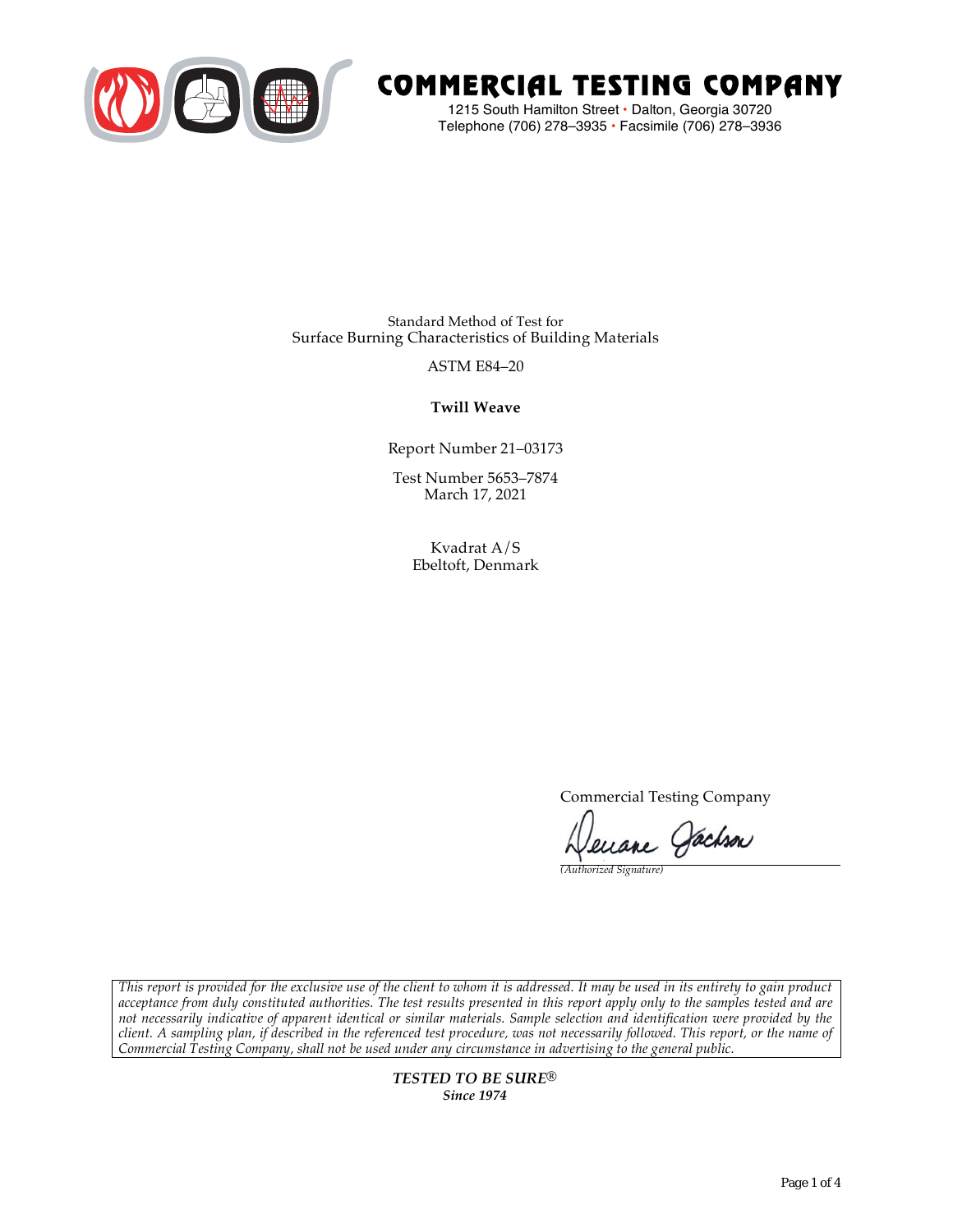# COMMERCIAL TESTING COMPANY

1215 South Hamilton Street • Dalton, Georgia 30720
Telephone (706) 278–3935 • Facsimile (706) 278–3936

Standard Method of Test for
Surface Burning Characteristics of Building Materials

ASTM E84–20

**Twill Weave**

Report Number 21–03173

Test Number 5653–7874
March 17, 2021

Kvadrat A/S
Ebeltoft, Denmark

Commercial Testing Company

*(Authorized Signature)*

*This report is provided for the exclusive use of the client to whom it is addressed. It may be used in its entirety to gain product acceptance from duly constituted authorities. The test results presented in this report apply only to the samples tested and are not necessarily indicative of apparent identical or similar materials. Sample selection and identification were provided by the client. A sampling plan, if described in the referenced test procedure, was not necessarily followed. This report, or the name of Commercial Testing Company, shall not be used under any circumstance in advertising to the general public.*

***TESTED TO BE SURE®***
***Since 1974***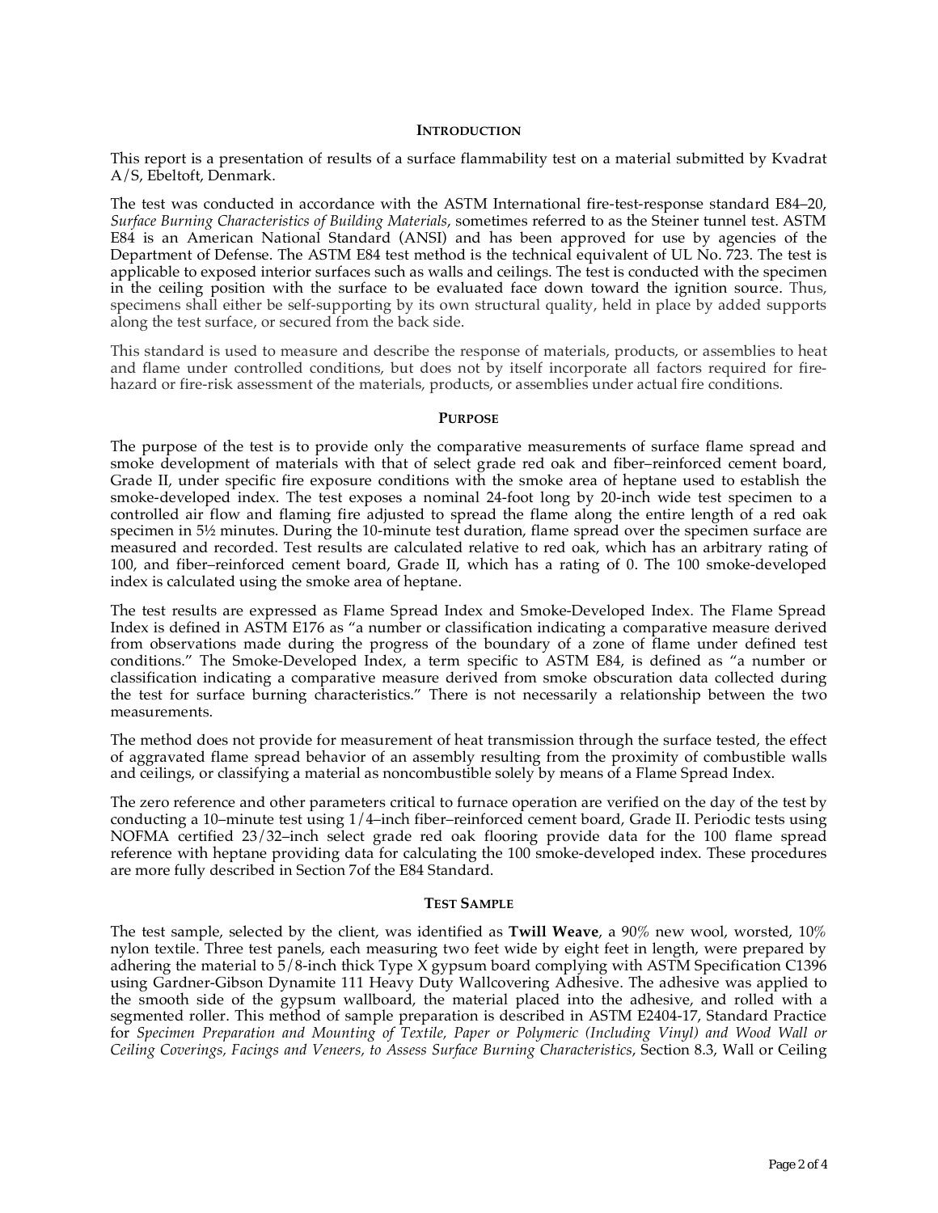## INTRODUCTION

This report is a presentation of results of a surface flammability test on a material submitted by Kvadrat A/S, Ebeltoft, Denmark.

The test was conducted in accordance with the ASTM International fire-test-response standard E84–20, *Surface Burning Characteristics of Building Materials*, sometimes referred to as the Steiner tunnel test. ASTM E84 is an American National Standard (ANSI) and has been approved for use by agencies of the Department of Defense. The ASTM E84 test method is the technical equivalent of UL No. 723. The test is applicable to exposed interior surfaces such as walls and ceilings. The test is conducted with the specimen in the ceiling position with the surface to be evaluated face down toward the ignition source. Thus, specimens shall either be self-supporting by its own structural quality, held in place by added supports along the test surface, or secured from the back side.

This standard is used to measure and describe the response of materials, products, or assemblies to heat and flame under controlled conditions, but does not by itself incorporate all factors required for fire-hazard or fire-risk assessment of the materials, products, or assemblies under actual fire conditions.

## PURPOSE

The purpose of the test is to provide only the comparative measurements of surface flame spread and smoke development of materials with that of select grade red oak and fiber–reinforced cement board, Grade II, under specific fire exposure conditions with the smoke area of heptane used to establish the smoke-developed index. The test exposes a nominal 24-foot long by 20-inch wide test specimen to a controlled air flow and flaming fire adjusted to spread the flame along the entire length of a red oak specimen in 5½ minutes. During the 10-minute test duration, flame spread over the specimen surface are measured and recorded. Test results are calculated relative to red oak, which has an arbitrary rating of 100, and fiber–reinforced cement board, Grade II, which has a rating of 0. The 100 smoke-developed index is calculated using the smoke area of heptane.

The test results are expressed as Flame Spread Index and Smoke-Developed Index. The Flame Spread Index is defined in ASTM E176 as "a number or classification indicating a comparative measure derived from observations made during the progress of the boundary of a zone of flame under defined test conditions." The Smoke-Developed Index, a term specific to ASTM E84, is defined as "a number or classification indicating a comparative measure derived from smoke obscuration data collected during the test for surface burning characteristics." There is not necessarily a relationship between the two measurements.

The method does not provide for measurement of heat transmission through the surface tested, the effect of aggravated flame spread behavior of an assembly resulting from the proximity of combustible walls and ceilings, or classifying a material as noncombustible solely by means of a Flame Spread Index.

The zero reference and other parameters critical to furnace operation are verified on the day of the test by conducting a 10–minute test using 1/4–inch fiber–reinforced cement board, Grade II. Periodic tests using NOFMA certified 23/32–inch select grade red oak flooring provide data for the 100 flame spread reference with heptane providing data for calculating the 100 smoke-developed index. These procedures are more fully described in Section 7of the E84 Standard.

## TEST SAMPLE

The test sample, selected by the client, was identified as **Twill Weave**, a 90% new wool, worsted, 10% nylon textile. Three test panels, each measuring two feet wide by eight feet in length, were prepared by adhering the material to 5/8-inch thick Type X gypsum board complying with ASTM Specification C1396 using Gardner-Gibson Dynamite 111 Heavy Duty Wallcovering Adhesive. The adhesive was applied to the smooth side of the gypsum wallboard, the material placed into the adhesive, and rolled with a segmented roller. This method of sample preparation is described in ASTM E2404-17, Standard Practice for *Specimen Preparation and Mounting of Textile, Paper or Polymeric (Including Vinyl) and Wood Wall or Ceiling Coverings, Facings and Veneers, to Assess Surface Burning Characteristics*, Section 8.3, Wall or Ceiling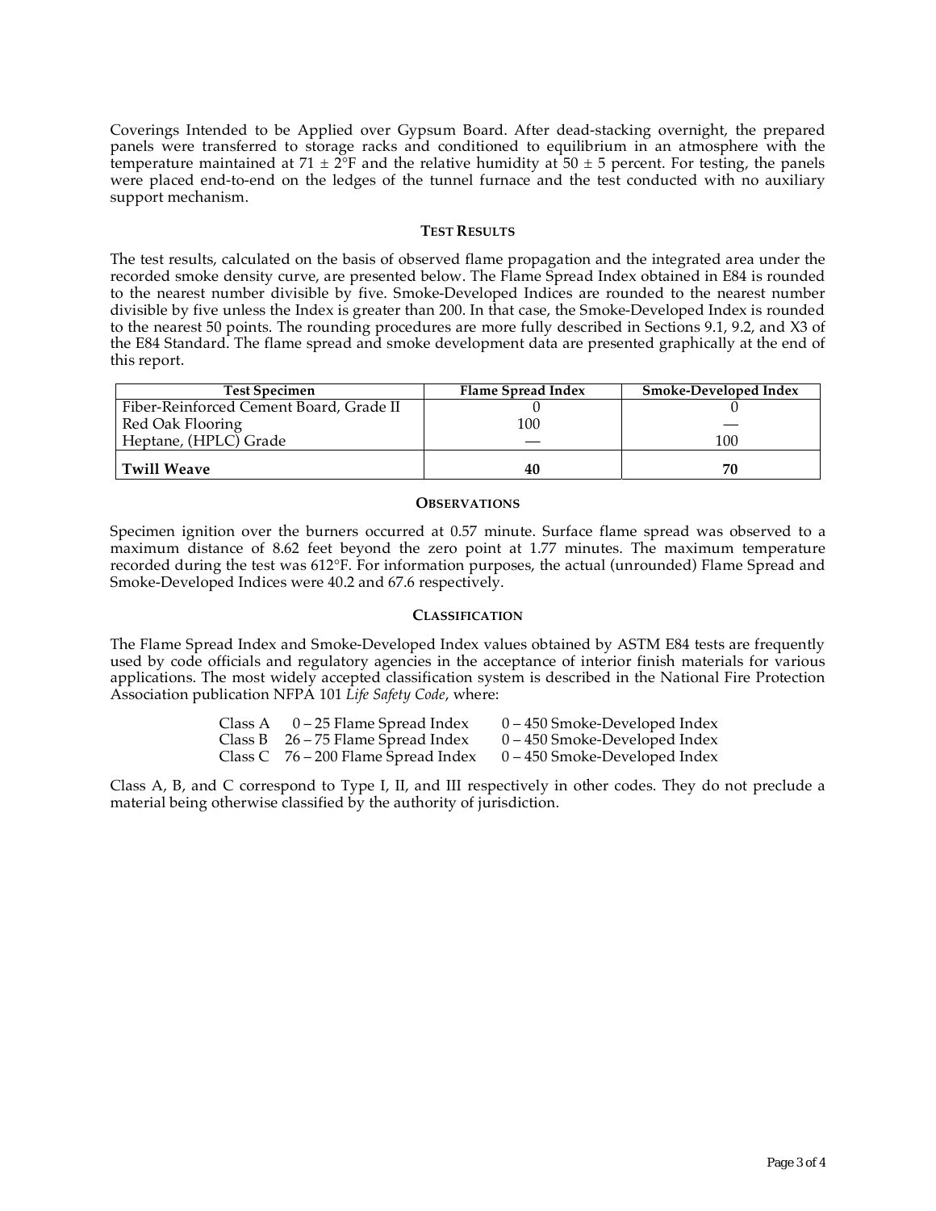Coverings Intended to be Applied over Gypsum Board. After dead-stacking overnight, the prepared panels were transferred to storage racks and conditioned to equilibrium in an atmosphere with the temperature maintained at 71 ± 2°F and the relative humidity at 50 ± 5 percent. For testing, the panels were placed end-to-end on the ledges of the tunnel furnace and the test conducted with no auxiliary support mechanism.

## TEST RESULTS

The test results, calculated on the basis of observed flame propagation and the integrated area under the recorded smoke density curve, are presented below. The Flame Spread Index obtained in E84 is rounded to the nearest number divisible by five. Smoke-Developed Indices are rounded to the nearest number divisible by five unless the Index is greater than 200. In that case, the Smoke-Developed Index is rounded to the nearest 50 points. The rounding procedures are more fully described in Sections 9.1, 9.2, and X3 of the E84 Standard. The flame spread and smoke development data are presented graphically at the end of this report.

| Test Specimen | Flame Spread Index | Smoke-Developed Index |
|---|---|---|
| Fiber-Reinforced Cement Board, Grade II | 0 | 0 |
| Red Oak Flooring | 100 | — |
| Heptane, (HPLC) Grade | — | 100 |
| **Twill Weave** | **40** | **70** |

## OBSERVATIONS

Specimen ignition over the burners occurred at 0.57 minute. Surface flame spread was observed to a maximum distance of 8.62 feet beyond the zero point at 1.77 minutes. The maximum temperature recorded during the test was 612°F. For information purposes, the actual (unrounded) Flame Spread and Smoke-Developed Indices were 40.2 and 67.6 respectively.

## CLASSIFICATION

The Flame Spread Index and Smoke-Developed Index values obtained by ASTM E84 tests are frequently used by code officials and regulatory agencies in the acceptance of interior finish materials for various applications. The most widely accepted classification system is described in the National Fire Protection Association publication NFPA 101 *Life Safety Code*, where:

| Class | Flame Spread Index | Smoke-Developed Index |
|---|---|---|
| Class A | 0 – 25 Flame Spread Index | 0 – 450 Smoke-Developed Index |
| Class B | 26 – 75 Flame Spread Index | 0 – 450 Smoke-Developed Index |
| Class C | 76 – 200 Flame Spread Index | 0 – 450 Smoke-Developed Index |

Class A, B, and C correspond to Type I, II, and III respectively in other codes. They do not preclude a material being otherwise classified by the authority of jurisdiction.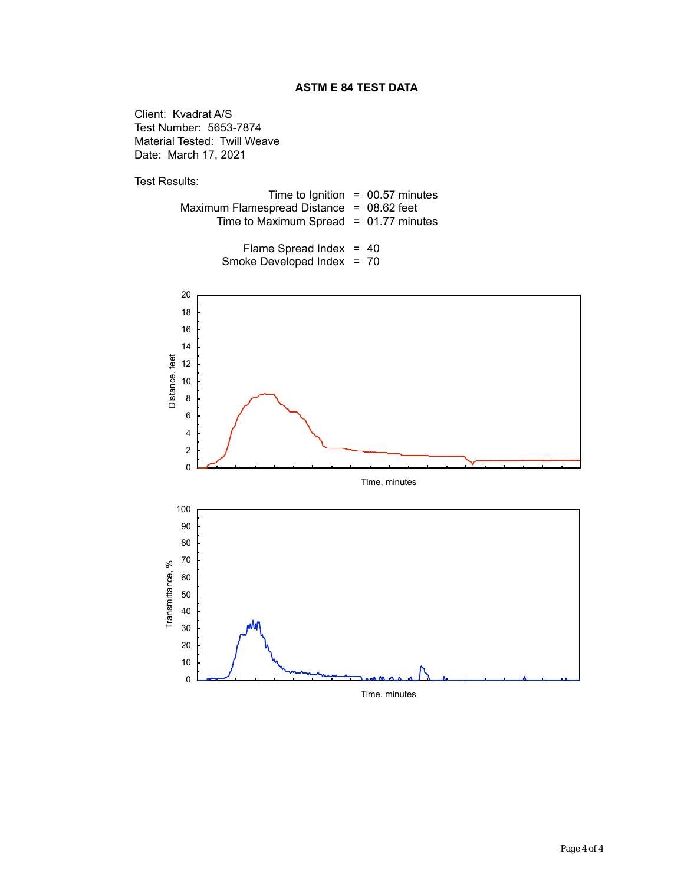# ASTM E 84 TEST DATA

Client: Kvadrat A/S
Test Number: 5653-7874
Material Tested: Twill Weave
Date: March 17, 2021

Test Results:

Time to Ignition = 00.57 minutes
Maximum Flamespread Distance = 08.62 feet
Time to Maximum Spread = 01.77 minutes

Flame Spread Index = 40
Smoke Developed Index = 70

Distance, feet
20
18
16
14
12
10
8
6
4
2
0
Time, minutes

Transmittance, %
100
90
80
70
60
50
40
30
20
10
0
Time, minutes